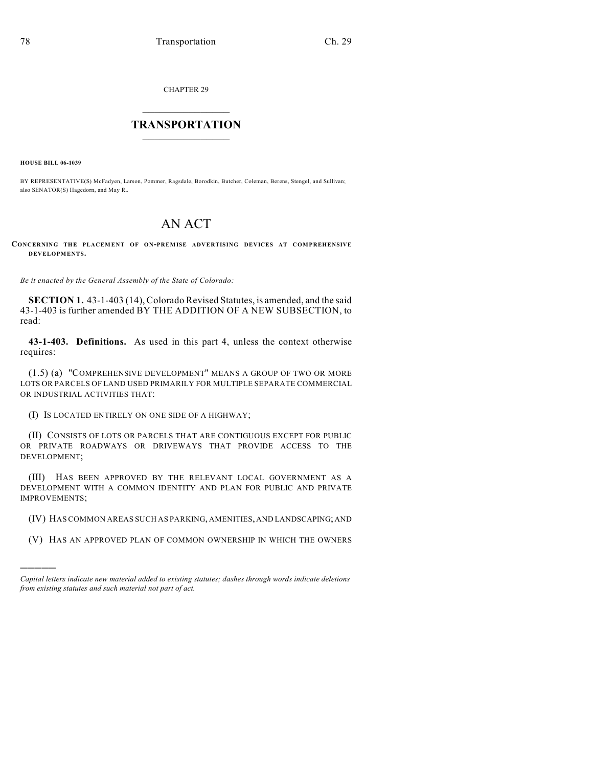CHAPTER 29

# TRANSPORTATION

**HOUSE BILL 06-1039**

BY REPRESENTATIVE(S) McFadyen, Larson, Pommer, Ragsdale, Borodkin, Butcher, Coleman, Berens, Stengel, and Sullivan; also SENATOR(S) Hagedorn, and May R.

# AN ACT

**CONCERNING THE PLACEMENT OF ON-PREMISE ADVERTISING DEVICES AT COMPREHENSIVE DEVELOPMENTS.**

*Be it enacted by the General Assembly of the State of Colorado:*

**SECTION 1.** 43-1-403 (14), Colorado Revised Statutes, is amended, and the said 43-1-403 is further amended BY THE ADDITION OF A NEW SUBSECTION, to read:

**43-1-403. Definitions.** As used in this part 4, unless the context otherwise requires:

(1.5) (a) "COMPREHENSIVE DEVELOPMENT" MEANS A GROUP OF TWO OR MORE LOTS OR PARCELS OF LAND USED PRIMARILY FOR MULTIPLE SEPARATE COMMERCIAL OR INDUSTRIAL ACTIVITIES THAT:

(I) IS LOCATED ENTIRELY ON ONE SIDE OF A HIGHWAY;

(II) CONSISTS OF LOTS OR PARCELS THAT ARE CONTIGUOUS EXCEPT FOR PUBLIC OR PRIVATE ROADWAYS OR DRIVEWAYS THAT PROVIDE ACCESS TO THE DEVELOPMENT;

(III) HAS BEEN APPROVED BY THE RELEVANT LOCAL GOVERNMENT AS A DEVELOPMENT WITH A COMMON IDENTITY AND PLAN FOR PUBLIC AND PRIVATE IMPROVEMENTS;

(IV) HAS COMMON AREAS SUCH AS PARKING, AMENITIES, AND LANDSCAPING; AND

(V) HAS AN APPROVED PLAN OF COMMON OWNERSHIP IN WHICH THE OWNERS

---

*Capital letters indicate new material added to existing statutes; dashes through words indicate deletions from existing statutes and such material not part of act.*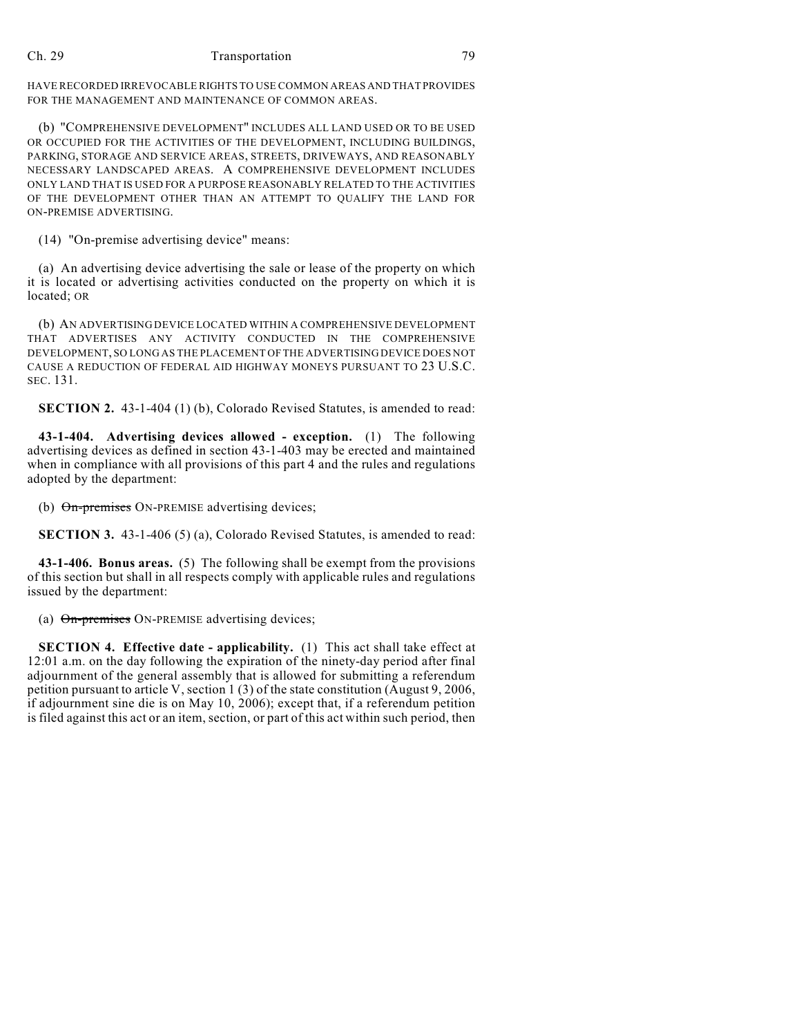HAVE RECORDED IRREVOCABLE RIGHTS TO USE COMMON AREAS AND THAT PROVIDES FOR THE MANAGEMENT AND MAINTENANCE OF COMMON AREAS.

(b) "COMPREHENSIVE DEVELOPMENT" INCLUDES ALL LAND USED OR TO BE USED OR OCCUPIED FOR THE ACTIVITIES OF THE DEVELOPMENT, INCLUDING BUILDINGS, PARKING, STORAGE AND SERVICE AREAS, STREETS, DRIVEWAYS, AND REASONABLY NECESSARY LANDSCAPED AREAS. A COMPREHENSIVE DEVELOPMENT INCLUDES ONLY LAND THAT IS USED FOR A PURPOSE REASONABLY RELATED TO THE ACTIVITIES OF THE DEVELOPMENT OTHER THAN AN ATTEMPT TO QUALIFY THE LAND FOR ON-PREMISE ADVERTISING.

(14) "On-premise advertising device" means:

(a) An advertising device advertising the sale or lease of the property on which it is located or advertising activities conducted on the property on which it is located; OR

(b) AN ADVERTISING DEVICE LOCATED WITHIN A COMPREHENSIVE DEVELOPMENT THAT ADVERTISES ANY ACTIVITY CONDUCTED IN THE COMPREHENSIVE DEVELOPMENT, SO LONG AS THE PLACEMENT OF THE ADVERTISING DEVICE DOES NOT CAUSE A REDUCTION OF FEDERAL AID HIGHWAY MONEYS PURSUANT TO 23 U.S.C. SEC. 131.

**SECTION 2.** 43-1-404 (1) (b), Colorado Revised Statutes, is amended to read:

**43-1-404. Advertising devices allowed - exception.** (1) The following advertising devices as defined in section 43-1-403 may be erected and maintained when in compliance with all provisions of this part 4 and the rules and regulations adopted by the department:

(b) ~~On-premises~~ ON-PREMISE advertising devices;

**SECTION 3.** 43-1-406 (5) (a), Colorado Revised Statutes, is amended to read:

**43-1-406. Bonus areas.** (5) The following shall be exempt from the provisions of this section but shall in all respects comply with applicable rules and regulations issued by the department:

(a) ~~On-premises~~ ON-PREMISE advertising devices;

**SECTION 4. Effective date - applicability.** (1) This act shall take effect at 12:01 a.m. on the day following the expiration of the ninety-day period after final adjournment of the general assembly that is allowed for submitting a referendum petition pursuant to article V, section 1 (3) of the state constitution (August 9, 2006, if adjournment sine die is on May 10, 2006); except that, if a referendum petition is filed against this act or an item, section, or part of this act within such period, then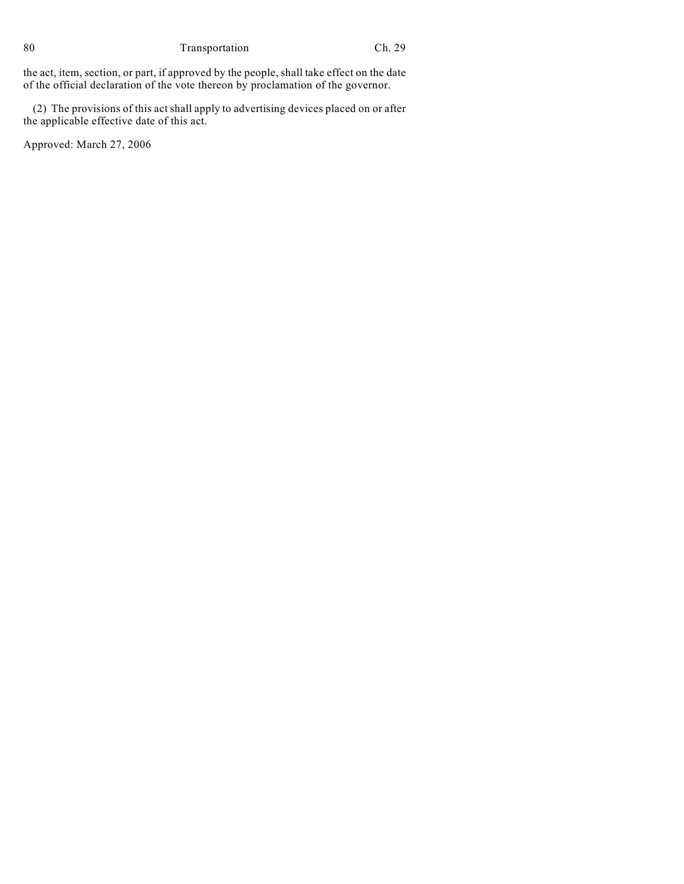the act, item, section, or part, if approved by the people, shall take effect on the date of the official declaration of the vote thereon by proclamation of the governor.

(2) The provisions of this act shall apply to advertising devices placed on or after the applicable effective date of this act.

Approved: March 27, 2006